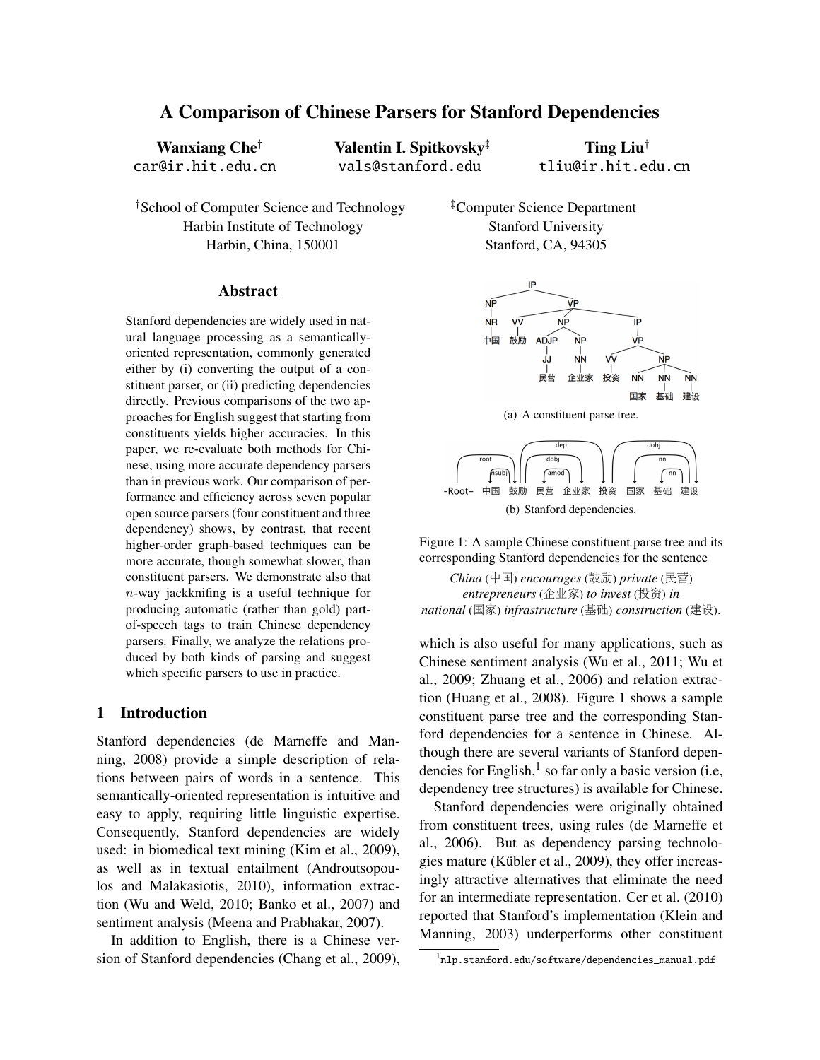# A Comparison of Chinese Parsers for Stanford Dependencies

**Wanxiang Che**[†] car@ir.hit.edu.cn

**Valentin I. Spitkovsky**[‡] vals@stanford.edu

**Ting Liu**[†] tliu@ir.hit.edu.cn

[†]School of Computer Science and Technology, Harbin Institute of Technology, Harbin, China, 150001

[‡]Computer Science Department, Stanford University, Stanford, CA, 94305

## Abstract

Stanford dependencies are widely used in natural language processing as a semantically-oriented representation, commonly generated either by (i) converting the output of a constituent parser, or (ii) predicting dependencies directly. Previous comparisons of the two approaches for English suggest that starting from constituents yields higher accuracies. In this paper, we re-evaluate both methods for Chinese, using more accurate dependency parsers than in previous work. Our comparison of performance and efficiency across seven popular open source parsers (four constituent and three dependency) shows, by contrast, that recent higher-order graph-based techniques can be more accurate, though somewhat slower, than constituent parsers. We demonstrate also that $n$-way jackknifing is a useful technique for producing automatic (rather than gold) part-of-speech tags to train Chinese dependency parsers. Finally, we analyze the relations produced by both kinds of parsing and suggest which specific parsers to use in practice.

## 1 Introduction

Stanford dependencies (de Marneffe and Manning, 2008) provide a simple description of relations between pairs of words in a sentence. This semantically-oriented representation is intuitive and easy to apply, requiring little linguistic expertise. Consequently, Stanford dependencies are widely used: in biomedical text mining (Kim et al., 2009), as well as in textual entailment (Androutsopoulos and Malakasiotis, 2010), information extraction (Wu and Weld, 2010; Banko et al., 2007) and sentiment analysis (Meena and Prabhakar, 2007).

In addition to English, there is a Chinese version of Stanford dependencies (Chang et al., 2009), which is also useful for many applications, such as Chinese sentiment analysis (Wu et al., 2011; Wu et al., 2009; Zhuang et al., 2006) and relation extraction (Huang et al., 2008). Figure 1 shows a sample constituent parse tree and the corresponding Stanford dependencies for a sentence in Chinese. Although there are several variants of Stanford dependencies for English,[1] so far only a basic version (i.e, dependency tree structures) is available for Chinese.

Stanford dependencies were originally obtained from constituent trees, using rules (de Marneffe et al., 2006). But as dependency parsing technologies mature (Kübler et al., 2009), they offer increasingly attractive alternatives that eliminate the need for an intermediate representation. Cer et al. (2010) reported that Stanford's implementation (Klein and Manning, 2003) underperforms other constituent

(a) A constituent parse tree.

(b) Stanford dependencies.

Figure 1: A sample Chinese constituent parse tree and its corresponding Stanford dependencies for the sentence

*China* (中国) *encourages* (鼓励) *private* (民营) *entrepreneurs* (企业家) *to invest* (投资) *in national* (国家) *infrastructure* (基础) *construction* (建设).

[1] nlp.stanford.edu/software/dependencies_manual.pdf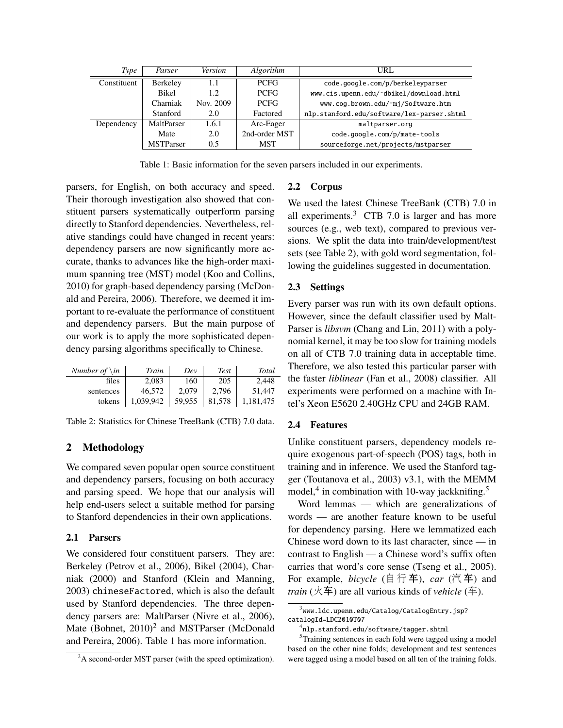| *Type* | *Parser* | *Version* | *Algorithm* | URL |
|---|---|---|---|---|
| Constituent | Berkeley | 1.1 | PCFG | `code.google.com/p/berkeleyparser` |
| | Bikel | 1.2 | PCFG | `www.cis.upenn.edu/~dbikel/download.html` |
| | Charniak | Nov. 2009 | PCFG | `www.cog.brown.edu/~mj/Software.htm` |
| | Stanford | 2.0 | Factored | `nlp.stanford.edu/software/lex-parser.shtml` |
| Dependency | MaltParser | 1.6.1 | Arc-Eager | `maltparser.org` |
| | Mate | 2.0 | 2nd-order MST | `code.google.com/p/mate-tools` |
| | MSTParser | 0.5 | MST | `sourceforge.net/projects/mstparser` |

Table 1: Basic information for the seven parsers included in our experiments.

parsers, for English, on both accuracy and speed. Their thorough investigation also showed that constituent parsers systematically outperform parsing directly to Stanford dependencies. Nevertheless, relative standings could have changed in recent years: dependency parsers are now significantly more accurate, thanks to advances like the high-order maximum spanning tree (MST) model (Koo and Collins, 2010) for graph-based dependency parsing (McDonald and Pereira, 2006). Therefore, we deemed it important to re-evaluate the performance of constituent and dependency parsers. But the main purpose of our work is to apply the more sophisticated dependency parsing algorithms specifically to Chinese.

| *Number of \in* | *Train* | *Dev* | *Test* | *Total* |
|---|---|---|---|---|
| files | 2,083 | 160 | 205 | 2,448 |
| sentences | 46,572 | 2,079 | 2,796 | 51,447 |
| tokens | 1,039,942 | 59,955 | 81,578 | 1,181,475 |

Table 2: Statistics for Chinese TreeBank (CTB) 7.0 data.

## 2 Methodology

We compared seven popular open source constituent and dependency parsers, focusing on both accuracy and parsing speed. We hope that our analysis will help end-users select a suitable method for parsing to Stanford dependencies in their own applications.

### 2.1 Parsers

We considered four constituent parsers. They are: Berkeley (Petrov et al., 2006), Bikel (2004), Charniak (2000) and Stanford (Klein and Manning, 2003) `chineseFactored`, which is also the default used by Stanford dependencies. The three dependency parsers are: MaltParser (Nivre et al., 2006), Mate (Bohnet, 2010)[2] and MSTParser (McDonald and Pereira, 2006). Table 1 has more information.

### 2.2 Corpus

We used the latest Chinese TreeBank (CTB) 7.0 in all experiments.[3] CTB 7.0 is larger and has more sources (e.g., web text), compared to previous versions. We split the data into train/development/test sets (see Table 2), with gold word segmentation, following the guidelines suggested in documentation.

### 2.3 Settings

Every parser was run with its own default options. However, since the default classifier used by MaltParser is *libsvm* (Chang and Lin, 2011) with a polynomial kernel, it may be too slow for training models on all of CTB 7.0 training data in acceptable time. Therefore, we also tested this particular parser with the faster *liblinear* (Fan et al., 2008) classifier. All experiments were performed on a machine with Intel's Xeon E5620 2.40GHz CPU and 24GB RAM.

### 2.4 Features

Unlike constituent parsers, dependency models require exogenous part-of-speech (POS) tags, both in training and in inference. We used the Stanford tagger (Toutanova et al., 2003) v3.1, with the MEMM model,[4] in combination with 10-way jackknifing.[5]

Word lemmas — which are generalizations of words — are another feature known to be useful for dependency parsing. Here we lemmatized each Chinese word down to its last character, since — in contrast to English — a Chinese word's suffix often carries that word's core sense (Tseng et al., 2005). For example, *bicycle* (自行车), *car* (汽车) and *train* (火车) are all various kinds of *vehicle* (车).

[2] A second-order MST parser (with the speed optimization).

[3] `www.ldc.upenn.edu/Catalog/CatalogEntry.jsp?catalogId=LDC2010T07`

[4] `nlp.stanford.edu/software/tagger.shtml`

[5] Training sentences in each fold were tagged using a model based on the other nine folds; development and test sentences were tagged using a model based on all ten of the training folds.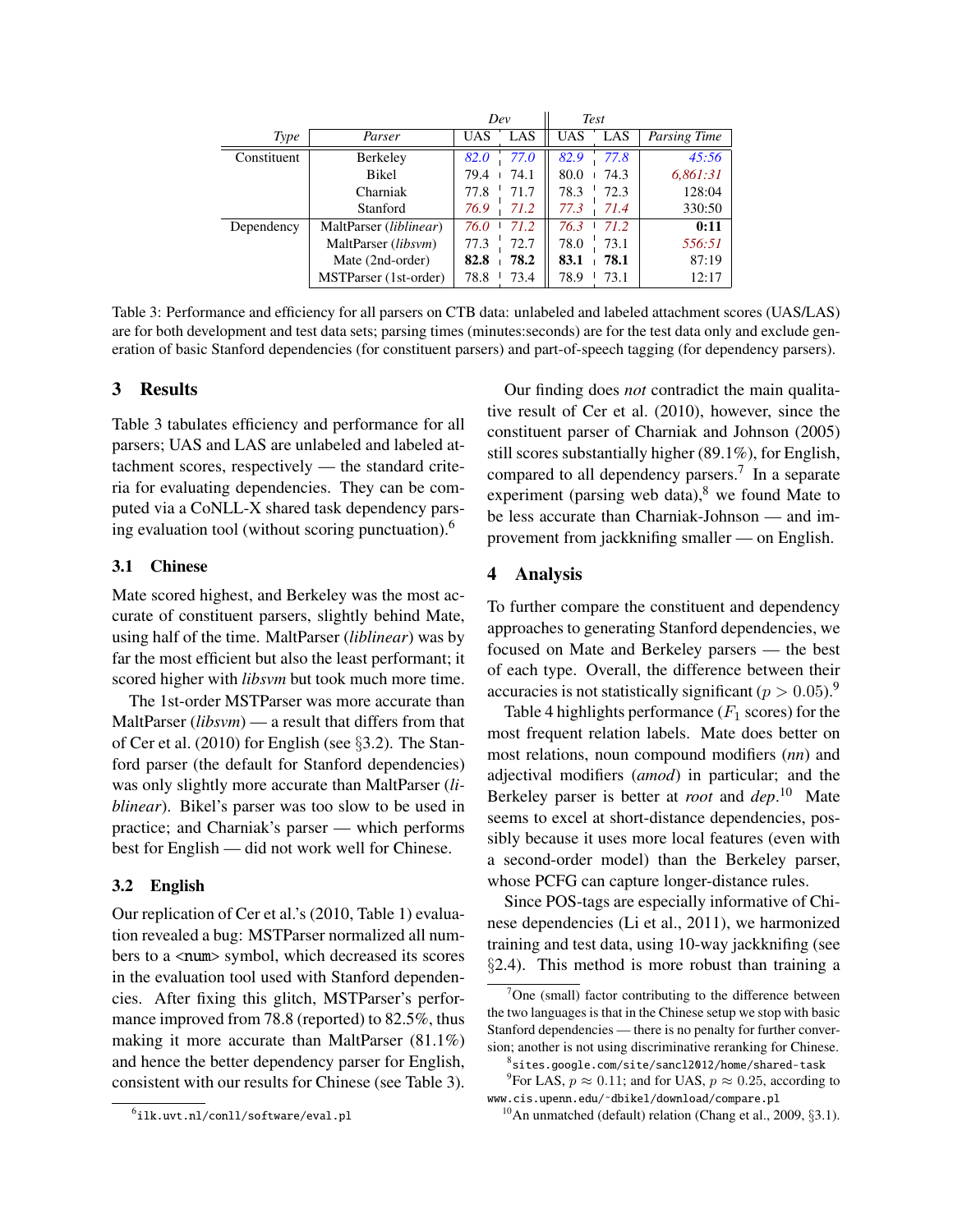| | | Dev | | Test | | |
|---|---|---|---|---|---|---|
| *Type* | *Parser* | UAS | LAS | UAS | LAS | *Parsing Time* |
| Constituent | Berkeley | *82.0* | *77.0* | *82.9* | *77.8* | *45:56* |
| | Bikel | 79.4 | 74.1 | 80.0 | 74.3 | *6,861:31* |
| | Charniak | 77.8 | 71.7 | 78.3 | 72.3 | 128:04 |
| | Stanford | *76.9* | *71.2* | *77.3* | *71.4* | 330:50 |
| Dependency | MaltParser (*liblinear*) | *76.0* | *71.2* | *76.3* | *71.2* | **0:11** |
| | MaltParser (*libsvm*) | 77.3 | 72.7 | 78.0 | 73.1 | *556:51* |
| | Mate (2nd-order) | **82.8** | **78.2** | **83.1** | **78.1** | 87:19 |
| | MSTParser (1st-order) | 78.8 | 73.4 | 78.9 | 73.1 | 12:17 |

Table 3: Performance and efficiency for all parsers on CTB data: unlabeled and labeled attachment scores (UAS/LAS) are for both development and test data sets; parsing times (minutes:seconds) are for the test data only and exclude generation of basic Stanford dependencies (for constituent parsers) and part-of-speech tagging (for dependency parsers).

## 3 Results

Table 3 tabulates efficiency and performance for all parsers; UAS and LAS are unlabeled and labeled attachment scores, respectively — the standard criteria for evaluating dependencies. They can be computed via a CoNLL-X shared task dependency parsing evaluation tool (without scoring punctuation).[6]

### 3.1 Chinese

Mate scored highest, and Berkeley was the most accurate of constituent parsers, slightly behind Mate, using half of the time. MaltParser (*liblinear*) was by far the most efficient but also the least performant; it scored higher with *libsvm* but took much more time.

The 1st-order MSTParser was more accurate than MaltParser (*libsvm*) — a result that differs from that of Cer et al. (2010) for English (see §3.2). The Stanford parser (the default for Stanford dependencies) was only slightly more accurate than MaltParser (*liblinear*). Bikel's parser was too slow to be used in practice; and Charniak's parser — which performs best for English — did not work well for Chinese.

### 3.2 English

Our replication of Cer et al.'s (2010, Table 1) evaluation revealed a bug: MSTParser normalized all numbers to a <num> symbol, which decreased its scores in the evaluation tool used with Stanford dependencies. After fixing this glitch, MSTParser's performance improved from 78.8 (reported) to 82.5%, thus making it more accurate than MaltParser (81.1%) and hence the better dependency parser for English, consistent with our results for Chinese (see Table 3).

Our finding does *not* contradict the main qualitative result of Cer et al. (2010), however, since the constituent parser of Charniak and Johnson (2005) still scores substantially higher (89.1%), for English, compared to all dependency parsers.[7] In a separate experiment (parsing web data),[8] we found Mate to be less accurate than Charniak-Johnson — and improvement from jackknifing smaller — on English.

## 4 Analysis

To further compare the constituent and dependency approaches to generating Stanford dependencies, we focused on Mate and Berkeley parsers — the best of each type. Overall, the difference between their accuracies is not statistically significant ($p > 0.05$).[9]

Table 4 highlights performance ($F_1$ scores) for the most frequent relation labels. Mate does better on most relations, noun compound modifiers (*nn*) and adjectival modifiers (*amod*) in particular; and the Berkeley parser is better at *root* and *dep*.[10] Mate seems to excel at short-distance dependencies, possibly because it uses more local features (even with a second-order model) than the Berkeley parser, whose PCFG can capture longer-distance rules.

Since POS-tags are especially informative of Chinese dependencies (Li et al., 2011), we harmonized training and test data, using 10-way jackknifing (see §2.4). This method is more robust than training a

[6] ilk.uvt.nl/conll/software/eval.pl

[7] One (small) factor contributing to the difference between the two languages is that in the Chinese setup we stop with basic Stanford dependencies — there is no penalty for further conversion; another is not using discriminative reranking for Chinese.

[8] sites.google.com/site/sancl2012/home/shared-task

[9] For LAS, $p \approx 0.11$; and for UAS, $p \approx 0.25$, according to www.cis.upenn.edu/~dbikel/download/compare.pl

[10] An unmatched (default) relation (Chang et al., 2009, §3.1).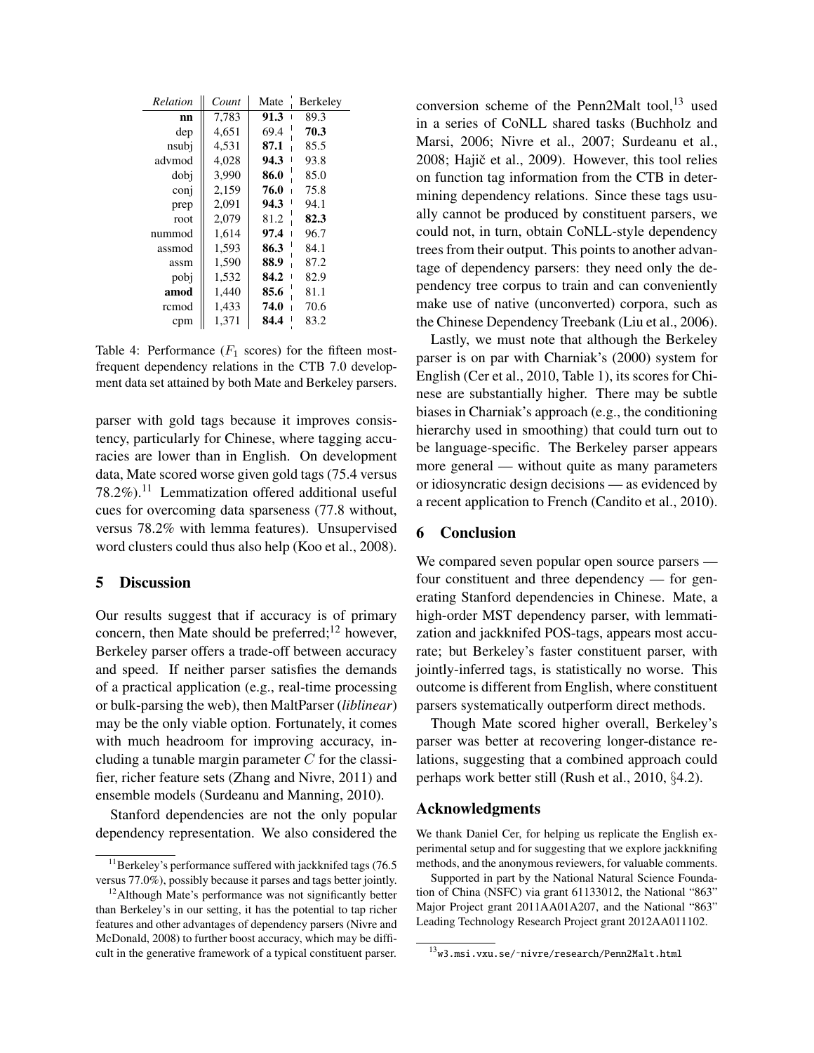| *Relation* | *Count* | Mate | Berkeley |
|---|---|---|---|
| **nn** | 7,783 | **91.3** | 89.3 |
| dep | 4,651 | 69.4 | **70.3** |
| nsubj | 4,531 | **87.1** | 85.5 |
| advmod | 4,028 | **94.3** | 93.8 |
| dobj | 3,990 | **86.0** | 85.0 |
| conj | 2,159 | **76.0** | 75.8 |
| prep | 2,091 | **94.3** | 94.1 |
| root | 2,079 | 81.2 | **82.3** |
| nummod | 1,614 | **97.4** | 96.7 |
| assmod | 1,593 | **86.3** | 84.1 |
| assm | 1,590 | **88.9** | 87.2 |
| pobj | 1,532 | **84.2** | 82.9 |
| **amod** | 1,440 | **85.6** | 81.1 |
| rcmod | 1,433 | **74.0** | 70.6 |
| cpm | 1,371 | **84.4** | 83.2 |

Table 4: Performance ($F_1$ scores) for the fifteen most-frequent dependency relations in the CTB 7.0 development data set attained by both Mate and Berkeley parsers.

parser with gold tags because it improves consistency, particularly for Chinese, where tagging accuracies are lower than in English. On development data, Mate scored worse given gold tags (75.4 versus 78.2%).[11] Lemmatization offered additional useful cues for overcoming data sparseness (77.8 without, versus 78.2% with lemma features). Unsupervised word clusters could thus also help (Koo et al., 2008).

## 5 Discussion

Our results suggest that if accuracy is of primary concern, then Mate should be preferred;[12] however, Berkeley parser offers a trade-off between accuracy and speed. If neither parser satisfies the demands of a practical application (e.g., real-time processing or bulk-parsing the web), then MaltParser (*liblinear*) may be the only viable option. Fortunately, it comes with much headroom for improving accuracy, including a tunable margin parameter $C$ for the classifier, richer feature sets (Zhang and Nivre, 2011) and ensemble models (Surdeanu and Manning, 2010).

Stanford dependencies are not the only popular dependency representation. We also considered the conversion scheme of the Penn2Malt tool,[13] used in a series of CoNLL shared tasks (Buchholz and Marsi, 2006; Nivre et al., 2007; Surdeanu et al., 2008; Hajič et al., 2009). However, this tool relies on function tag information from the CTB in determining dependency relations. Since these tags usually cannot be produced by constituent parsers, we could not, in turn, obtain CoNLL-style dependency trees from their output. This points to another advantage of dependency parsers: they need only the dependency tree corpus to train and can conveniently make use of native (unconverted) corpora, such as the Chinese Dependency Treebank (Liu et al., 2006).

Lastly, we must note that although the Berkeley parser is on par with Charniak's (2000) system for English (Cer et al., 2010, Table 1), its scores for Chinese are substantially higher. There may be subtle biases in Charniak's approach (e.g., the conditioning hierarchy used in smoothing) that could turn out to be language-specific. The Berkeley parser appears more general — without quite as many parameters or idiosyncratic design decisions — as evidenced by a recent application to French (Candito et al., 2010).

## 6 Conclusion

We compared seven popular open source parsers — four constituent and three dependency — for generating Stanford dependencies in Chinese. Mate, a high-order MST dependency parser, with lemmatization and jackknifed POS-tags, appears most accurate; but Berkeley's faster constituent parser, with jointly-inferred tags, is statistically no worse. This outcome is different from English, where constituent parsers systematically outperform direct methods.

Though Mate scored higher overall, Berkeley's parser was better at recovering longer-distance relations, suggesting that a combined approach could perhaps work better still (Rush et al., 2010, §4.2).

### Acknowledgments

We thank Daniel Cer, for helping us replicate the English experimental setup and for suggesting that we explore jackknifing methods, and the anonymous reviewers, for valuable comments.

Supported in part by the National Natural Science Foundation of China (NSFC) via grant 61133012, the National "863" Major Project grant 2011AA01A207, and the National "863" Leading Technology Research Project grant 2012AA011102.

---

[11] Berkeley's performance suffered with jackknifed tags (76.5 versus 77.0%), possibly because it parses and tags better jointly.

[12] Although Mate's performance was not significantly better than Berkeley's in our setting, it has the potential to tap richer features and other advantages of dependency parsers (Nivre and McDonald, 2008) to further boost accuracy, which may be difficult in the generative framework of a typical constituent parser.

[13] w3.msi.vxu.se/~nivre/research/Penn2Malt.html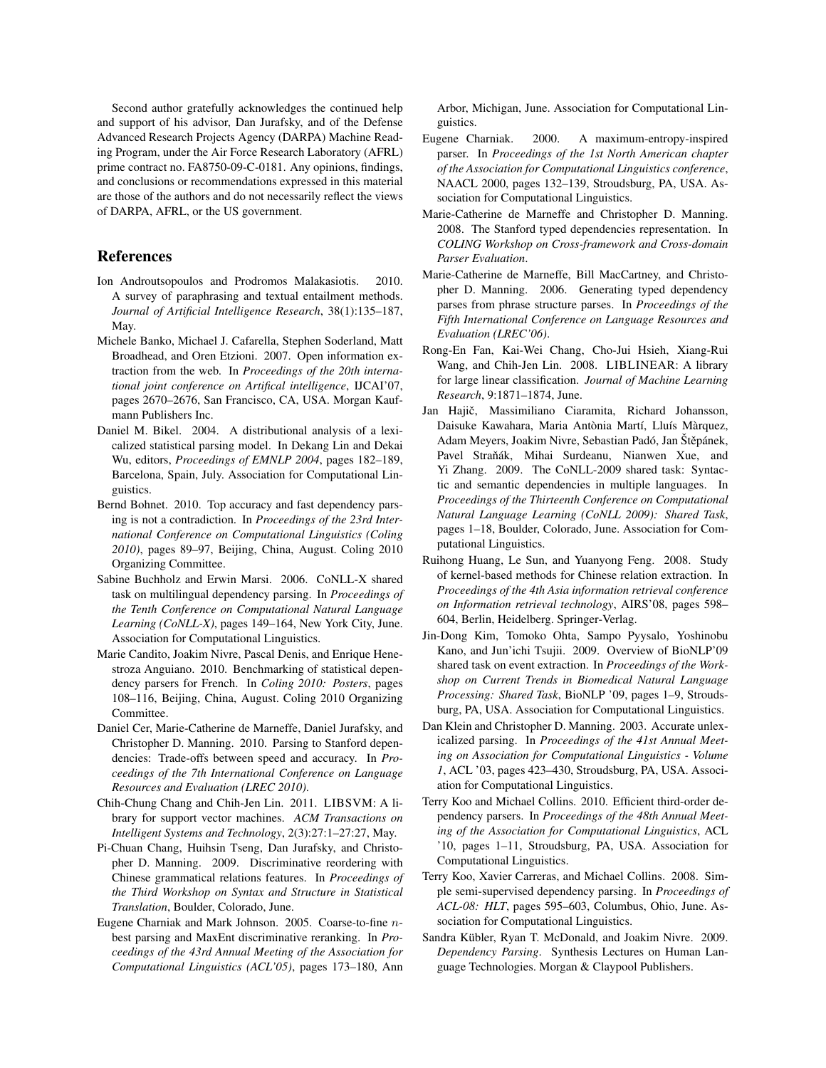Second author gratefully acknowledges the continued help and support of his advisor, Dan Jurafsky, and of the Defense Advanced Research Projects Agency (DARPA) Machine Reading Program, under the Air Force Research Laboratory (AFRL) prime contract no. FA8750-09-C-0181. Any opinions, findings, and conclusions or recommendations expressed in this material are those of the authors and do not necessarily reflect the views of DARPA, AFRL, or the US government.

## References

Ion Androutsopoulos and Prodromos Malakasiotis. 2010. A survey of paraphrasing and textual entailment methods. *Journal of Artificial Intelligence Research*, 38(1):135–187, May.

Michele Banko, Michael J. Cafarella, Stephen Soderland, Matt Broadhead, and Oren Etzioni. 2007. Open information extraction from the web. In *Proceedings of the 20th international joint conference on Artifical intelligence*, IJCAI'07, pages 2670–2676, San Francisco, CA, USA. Morgan Kaufmann Publishers Inc.

Daniel M. Bikel. 2004. A distributional analysis of a lexicalized statistical parsing model. In Dekang Lin and Dekai Wu, editors, *Proceedings of EMNLP 2004*, pages 182–189, Barcelona, Spain, July. Association for Computational Linguistics.

Bernd Bohnet. 2010. Top accuracy and fast dependency parsing is not a contradiction. In *Proceedings of the 23rd International Conference on Computational Linguistics (Coling 2010)*, pages 89–97, Beijing, China, August. Coling 2010 Organizing Committee.

Sabine Buchholz and Erwin Marsi. 2006. CoNLL-X shared task on multilingual dependency parsing. In *Proceedings of the Tenth Conference on Computational Natural Language Learning (CoNLL-X)*, pages 149–164, New York City, June. Association for Computational Linguistics.

Marie Candito, Joakim Nivre, Pascal Denis, and Enrique Henestroza Anguiano. 2010. Benchmarking of statistical dependency parsers for French. In *Coling 2010: Posters*, pages 108–116, Beijing, China, August. Coling 2010 Organizing Committee.

Daniel Cer, Marie-Catherine de Marneffe, Daniel Jurafsky, and Christopher D. Manning. 2010. Parsing to Stanford dependencies: Trade-offs between speed and accuracy. In *Proceedings of the 7th International Conference on Language Resources and Evaluation (LREC 2010)*.

Chih-Chung Chang and Chih-Jen Lin. 2011. LIBSVM: A library for support vector machines. *ACM Transactions on Intelligent Systems and Technology*, 2(3):27:1–27:27, May.

Pi-Chuan Chang, Huihsin Tseng, Dan Jurafsky, and Christopher D. Manning. 2009. Discriminative reordering with Chinese grammatical relations features. In *Proceedings of the Third Workshop on Syntax and Structure in Statistical Translation*, Boulder, Colorado, June.

Eugene Charniak and Mark Johnson. 2005. Coarse-to-fine $n$-best parsing and MaxEnt discriminative reranking. In *Proceedings of the 43rd Annual Meeting of the Association for Computational Linguistics (ACL'05)*, pages 173–180, Ann Arbor, Michigan, June. Association for Computational Linguistics.

Eugene Charniak. 2000. A maximum-entropy-inspired parser. In *Proceedings of the 1st North American chapter of the Association for Computational Linguistics conference*, NAACL 2000, pages 132–139, Stroudsburg, PA, USA. Association for Computational Linguistics.

Marie-Catherine de Marneffe and Christopher D. Manning. 2008. The Stanford typed dependencies representation. In *COLING Workshop on Cross-framework and Cross-domain Parser Evaluation*.

Marie-Catherine de Marneffe, Bill MacCartney, and Christopher D. Manning. 2006. Generating typed dependency parses from phrase structure parses. In *Proceedings of the Fifth International Conference on Language Resources and Evaluation (LREC'06)*.

Rong-En Fan, Kai-Wei Chang, Cho-Jui Hsieh, Xiang-Rui Wang, and Chih-Jen Lin. 2008. LIBLINEAR: A library for large linear classification. *Journal of Machine Learning Research*, 9:1871–1874, June.

Jan Hajič, Massimiliano Ciaramita, Richard Johansson, Daisuke Kawahara, Maria Antònia Martí, Lluís Màrquez, Adam Meyers, Joakim Nivre, Sebastian Padó, Jan Štěpánek, Pavel Straňák, Mihai Surdeanu, Nianwen Xue, and Yi Zhang. 2009. The CoNLL-2009 shared task: Syntactic and semantic dependencies in multiple languages. In *Proceedings of the Thirteenth Conference on Computational Natural Language Learning (CoNLL 2009): Shared Task*, pages 1–18, Boulder, Colorado, June. Association for Computational Linguistics.

Ruihong Huang, Le Sun, and Yuanyong Feng. 2008. Study of kernel-based methods for Chinese relation extraction. In *Proceedings of the 4th Asia information retrieval conference on Information retrieval technology*, AIRS'08, pages 598–604, Berlin, Heidelberg. Springer-Verlag.

Jin-Dong Kim, Tomoko Ohta, Sampo Pyysalo, Yoshinobu Kano, and Jun'ichi Tsujii. 2009. Overview of BioNLP'09 shared task on event extraction. In *Proceedings of the Workshop on Current Trends in Biomedical Natural Language Processing: Shared Task*, BioNLP '09, pages 1–9, Stroudsburg, PA, USA. Association for Computational Linguistics.

Dan Klein and Christopher D. Manning. 2003. Accurate unlexicalized parsing. In *Proceedings of the 41st Annual Meeting on Association for Computational Linguistics - Volume 1*, ACL '03, pages 423–430, Stroudsburg, PA, USA. Association for Computational Linguistics.

Terry Koo and Michael Collins. 2010. Efficient third-order dependency parsers. In *Proceedings of the 48th Annual Meeting of the Association for Computational Linguistics*, ACL '10, pages 1–11, Stroudsburg, PA, USA. Association for Computational Linguistics.

Terry Koo, Xavier Carreras, and Michael Collins. 2008. Simple semi-supervised dependency parsing. In *Proceedings of ACL-08: HLT*, pages 595–603, Columbus, Ohio, June. Association for Computational Linguistics.

Sandra Kübler, Ryan T. McDonald, and Joakim Nivre. 2009. *Dependency Parsing*. Synthesis Lectures on Human Language Technologies. Morgan & Claypool Publishers.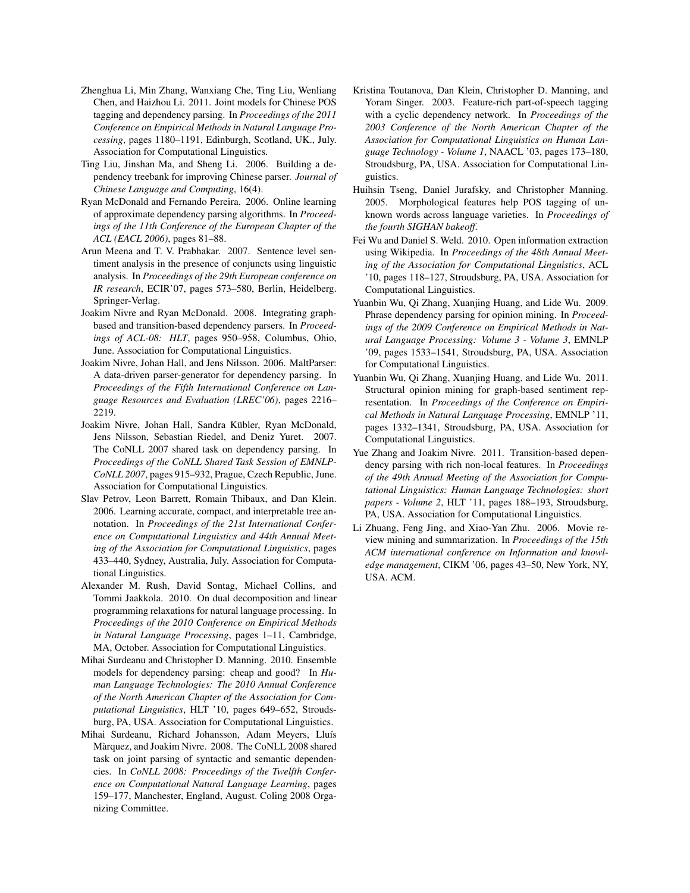Zhenghua Li, Min Zhang, Wanxiang Che, Ting Liu, Wenliang Chen, and Haizhou Li. 2011. Joint models for Chinese POS tagging and dependency parsing. In *Proceedings of the 2011 Conference on Empirical Methods in Natural Language Processing*, pages 1180–1191, Edinburgh, Scotland, UK., July. Association for Computational Linguistics.

Ting Liu, Jinshan Ma, and Sheng Li. 2006. Building a dependency treebank for improving Chinese parser. *Journal of Chinese Language and Computing*, 16(4).

Ryan McDonald and Fernando Pereira. 2006. Online learning of approximate dependency parsing algorithms. In *Proceedings of the 11th Conference of the European Chapter of the ACL (EACL 2006)*, pages 81–88.

Arun Meena and T. V. Prabhakar. 2007. Sentence level sentiment analysis in the presence of conjuncts using linguistic analysis. In *Proceedings of the 29th European conference on IR research*, ECIR'07, pages 573–580, Berlin, Heidelberg. Springer-Verlag.

Joakim Nivre and Ryan McDonald. 2008. Integrating graph-based and transition-based dependency parsers. In *Proceedings of ACL-08: HLT*, pages 950–958, Columbus, Ohio, June. Association for Computational Linguistics.

Joakim Nivre, Johan Hall, and Jens Nilsson. 2006. MaltParser: A data-driven parser-generator for dependency parsing. In *Proceedings of the Fifth International Conference on Language Resources and Evaluation (LREC'06)*, pages 2216–2219.

Joakim Nivre, Johan Hall, Sandra Kübler, Ryan McDonald, Jens Nilsson, Sebastian Riedel, and Deniz Yuret. 2007. The CoNLL 2007 shared task on dependency parsing. In *Proceedings of the CoNLL Shared Task Session of EMNLP-CoNLL 2007*, pages 915–932, Prague, Czech Republic, June. Association for Computational Linguistics.

Slav Petrov, Leon Barrett, Romain Thibaux, and Dan Klein. 2006. Learning accurate, compact, and interpretable tree annotation. In *Proceedings of the 21st International Conference on Computational Linguistics and 44th Annual Meeting of the Association for Computational Linguistics*, pages 433–440, Sydney, Australia, July. Association for Computational Linguistics.

Alexander M. Rush, David Sontag, Michael Collins, and Tommi Jaakkola. 2010. On dual decomposition and linear programming relaxations for natural language processing. In *Proceedings of the 2010 Conference on Empirical Methods in Natural Language Processing*, pages 1–11, Cambridge, MA, October. Association for Computational Linguistics.

Mihai Surdeanu and Christopher D. Manning. 2010. Ensemble models for dependency parsing: cheap and good? In *Human Language Technologies: The 2010 Annual Conference of the North American Chapter of the Association for Computational Linguistics*, HLT '10, pages 649–652, Stroudsburg, PA, USA. Association for Computational Linguistics.

Mihai Surdeanu, Richard Johansson, Adam Meyers, Lluís Màrquez, and Joakim Nivre. 2008. The CoNLL 2008 shared task on joint parsing of syntactic and semantic dependencies. In *CoNLL 2008: Proceedings of the Twelfth Conference on Computational Natural Language Learning*, pages 159–177, Manchester, England, August. Coling 2008 Organizing Committee.

Kristina Toutanova, Dan Klein, Christopher D. Manning, and Yoram Singer. 2003. Feature-rich part-of-speech tagging with a cyclic dependency network. In *Proceedings of the 2003 Conference of the North American Chapter of the Association for Computational Linguistics on Human Language Technology - Volume 1*, NAACL '03, pages 173–180, Stroudsburg, PA, USA. Association for Computational Linguistics.

Huihsin Tseng, Daniel Jurafsky, and Christopher Manning. 2005. Morphological features help POS tagging of unknown words across language varieties. In *Proceedings of the fourth SIGHAN bakeoff*.

Fei Wu and Daniel S. Weld. 2010. Open information extraction using Wikipedia. In *Proceedings of the 48th Annual Meeting of the Association for Computational Linguistics*, ACL '10, pages 118–127, Stroudsburg, PA, USA. Association for Computational Linguistics.

Yuanbin Wu, Qi Zhang, Xuanjing Huang, and Lide Wu. 2009. Phrase dependency parsing for opinion mining. In *Proceedings of the 2009 Conference on Empirical Methods in Natural Language Processing: Volume 3 - Volume 3*, EMNLP '09, pages 1533–1541, Stroudsburg, PA, USA. Association for Computational Linguistics.

Yuanbin Wu, Qi Zhang, Xuanjing Huang, and Lide Wu. 2011. Structural opinion mining for graph-based sentiment representation. In *Proceedings of the Conference on Empirical Methods in Natural Language Processing*, EMNLP '11, pages 1332–1341, Stroudsburg, PA, USA. Association for Computational Linguistics.

Yue Zhang and Joakim Nivre. 2011. Transition-based dependency parsing with rich non-local features. In *Proceedings of the 49th Annual Meeting of the Association for Computational Linguistics: Human Language Technologies: short papers - Volume 2*, HLT '11, pages 188–193, Stroudsburg, PA, USA. Association for Computational Linguistics.

Li Zhuang, Feng Jing, and Xiao-Yan Zhu. 2006. Movie review mining and summarization. In *Proceedings of the 15th ACM international conference on Information and knowledge management*, CIKM '06, pages 43–50, New York, NY, USA. ACM.